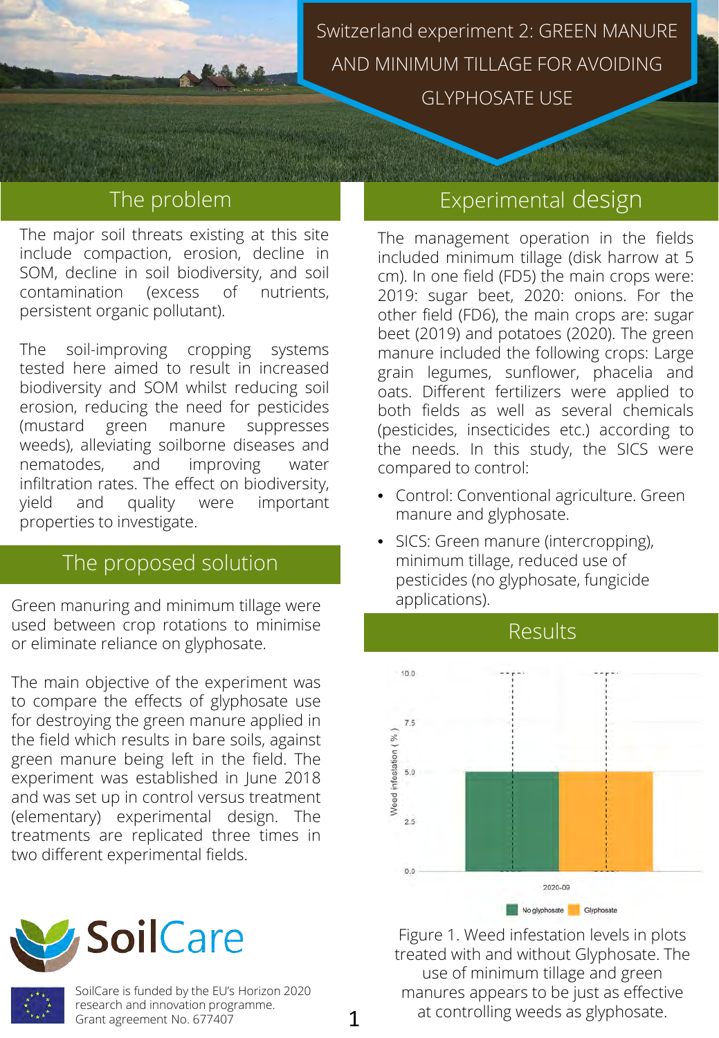# Switzerland experiment 2: GREEN MANURE AND MINIMUM TILLAGE FOR AVOIDING GLYPHOSATE USE

## The problem

The major soil threats existing at this site include compaction, erosion, decline in SOM, decline in soil biodiversity, and soil contamination (excess of nutrients, persistent organic pollutant).

The soil-improving cropping systems tested here aimed to result in increased biodiversity and SOM whilst reducing soil erosion, reducing the need for pesticides (mustard green manure suppresses weeds), alleviating soilborne diseases and nematodes, and improving water infiltration rates. The effect on biodiversity, yield and quality were important properties to investigate.

## The proposed solution

Green manuring and minimum tillage were used between crop rotations to minimise or eliminate reliance on glyphosate.

The main objective of the experiment was to compare the effects of glyphosate use for destroying the green manure applied in the field which results in bare soils, against green manure being left in the field. The experiment was established in June 2018 and was set up in control versus treatment (elementary) experimental design. The treatments are replicated three times in two different experimental fields.

## Experimental design

The management operation in the fields included minimum tillage (disk harrow at 5 cm). In one field (FD5) the main crops were: 2019: sugar beet, 2020: onions. For the other field (FD6), the main crops are: sugar beet (2019) and potatoes (2020). The green manure included the following crops: Large grain legumes, sunflower, phacelia and oats. Different fertilizers were applied to both fields as well as several chemicals (pesticides, insecticides etc.) according to the needs. In this study, the SICS were compared to control:

- Control: Conventional agriculture. Green manure and glyphosate.
- SICS: Green manure (intercropping), minimum tillage, reduced use of pesticides (no glyphosate, fungicide applications).

## Results

Figure 1. Weed infestation levels in plots treated with and without Glyphosate. The use of minimum tillage and green manures appears to be just as effective at controlling weeds as glyphosate.

SoilCare

SoilCare is funded by the EU's Horizon 2020 research and innovation programme. Grant agreement No. 677407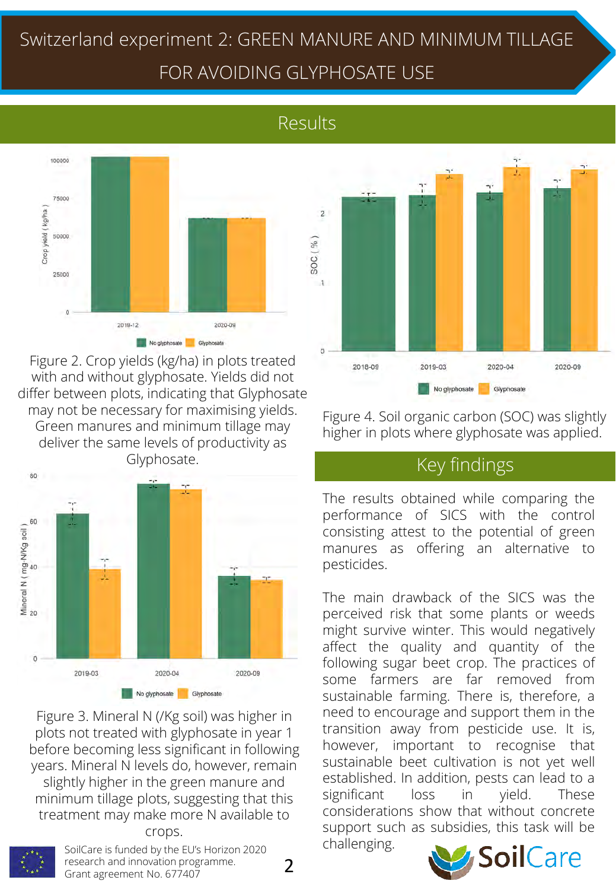# Switzerland experiment 2: GREEN MANURE AND MINIMUM TILLAGE FOR AVOIDING GLYPHOSATE USE

## Results

Figure 2. Crop yields (kg/ha) in plots treated with and without glyphosate. Yields did not differ between plots, indicating that Glyphosate may not be necessary for maximising yields. Green manures and minimum tillage may deliver the same levels of productivity as Glyphosate.

Figure 3. Mineral N (/Kg soil) was higher in plots not treated with glyphosate in year 1 before becoming less significant in following years. Mineral N levels do, however, remain slightly higher in the green manure and minimum tillage plots, suggesting that this treatment may make more N available to crops.

Figure 4. Soil organic carbon (SOC) was slightly higher in plots where glyphosate was applied.

## Key findings

The results obtained while comparing the performance of SICS with the control consisting attest to the potential of green manures as offering an alternative to pesticides.

The main drawback of the SICS was the perceived risk that some plants or weeds might survive winter. This would negatively affect the quality and quantity of the following sugar beet crop. The practices of some farmers are far removed from sustainable farming. There is, therefore, a need to encourage and support them in the transition away from pesticide use. It is, however, important to recognise that sustainable beet cultivation is not yet well established. In addition, pests can lead to a significant loss in yield. These considerations show that without concrete support such as subsidies, this task will be challenging.

SoilCare is funded by the EU's Horizon 2020 research and innovation programme. Grant agreement No. 677407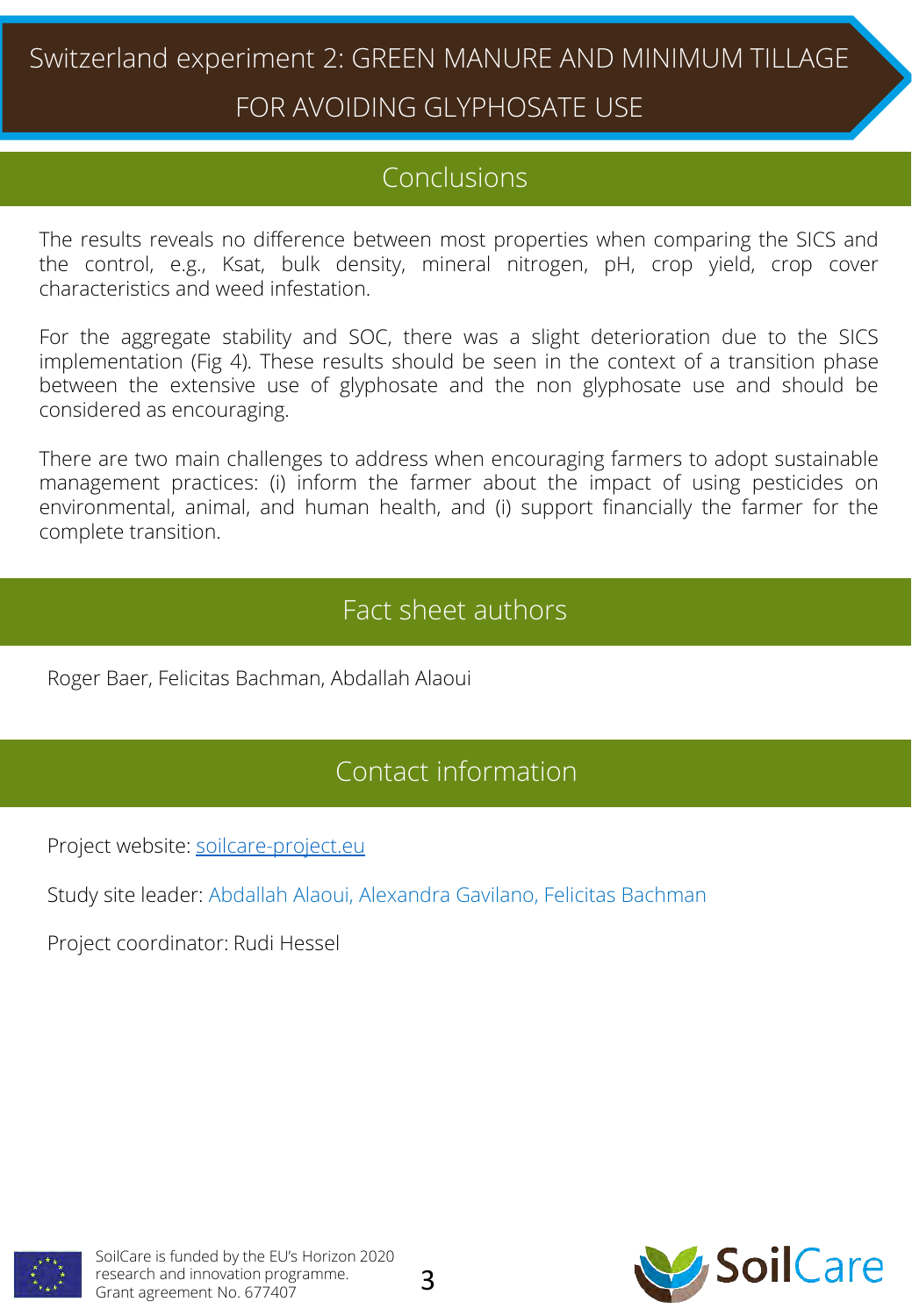# Switzerland experiment 2: GREEN MANURE AND MINIMUM TILLAGE FOR AVOIDING GLYPHOSATE USE

## Conclusions

The results reveals no difference between most properties when comparing the SICS and the control, e.g., Ksat, bulk density, mineral nitrogen, pH, crop yield, crop cover characteristics and weed infestation.

For the aggregate stability and SOC, there was a slight deterioration due to the SICS implementation (Fig 4). These results should be seen in the context of a transition phase between the extensive use of glyphosate and the non glyphosate use and should be considered as encouraging.

There are two main challenges to address when encouraging farmers to adopt sustainable management practices: (i) inform the farmer about the impact of using pesticides on environmental, animal, and human health, and (i) support financially the farmer for the complete transition.

## Fact sheet authors

Roger Baer, Felicitas Bachman, Abdallah Alaoui

## Contact information

Project website: [soilcare-project.eu](soilcare-project.eu)

Study site leader: Abdallah Alaoui, Alexandra Gavilano, Felicitas Bachman

Project coordinator: Rudi Hessel

SoilCare is funded by the EU's Horizon 2020 research and innovation programme. Grant agreement No. 677407

SoilCare